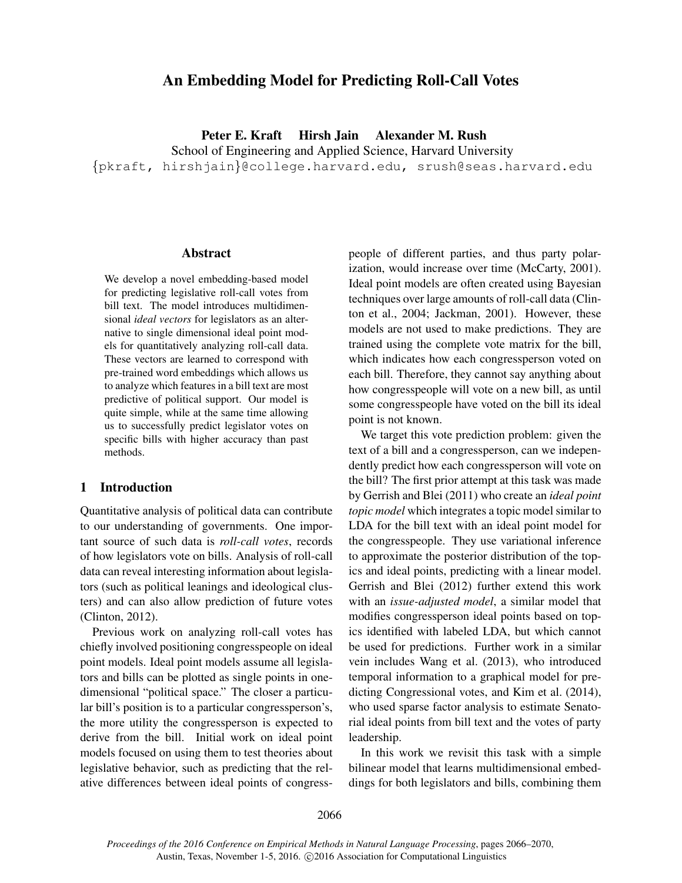# An Embedding Model for Predicting Roll-Call Votes

**Peter E. Kraft    Hirsh Jain    Alexander M. Rush**

School of Engineering and Applied Science, Harvard University

{pkraft, hirshjain}@college.harvard.edu, srush@seas.harvard.edu

## Abstract

We develop a novel embedding-based model for predicting legislative roll-call votes from bill text. The model introduces multidimensional *ideal vectors* for legislators as an alternative to single dimensional ideal point models for quantitatively analyzing roll-call data. These vectors are learned to correspond with pre-trained word embeddings which allows us to analyze which features in a bill text are most predictive of political support. Our model is quite simple, while at the same time allowing us to successfully predict legislator votes on specific bills with higher accuracy than past methods.

## 1 Introduction

Quantitative analysis of political data can contribute to our understanding of governments. One important source of such data is *roll-call votes*, records of how legislators vote on bills. Analysis of roll-call data can reveal interesting information about legislators (such as political leanings and ideological clusters) and can also allow prediction of future votes (Clinton, 2012).

Previous work on analyzing roll-call votes has chiefly involved positioning congresspeople on ideal point models. Ideal point models assume all legislators and bills can be plotted as single points in one-dimensional "political space." The closer a particular bill's position is to a particular congressperson's, the more utility the congressperson is expected to derive from the bill. Initial work on ideal point models focused on using them to test theories about legislative behavior, such as predicting that the relative differences between ideal points of congresspeople of different parties, and thus party polarization, would increase over time (McCarty, 2001). Ideal point models are often created using Bayesian techniques over large amounts of roll-call data (Clinton et al., 2004; Jackman, 2001). However, these models are not used to make predictions. They are trained using the complete vote matrix for the bill, which indicates how each congressperson voted on each bill. Therefore, they cannot say anything about how congresspeople will vote on a new bill, as until some congresspeople have voted on the bill its ideal point is not known.

We target this vote prediction problem: given the text of a bill and a congressperson, can we independently predict how each congressperson will vote on the bill? The first prior attempt at this task was made by Gerrish and Blei (2011) who create an *ideal point topic model* which integrates a topic model similar to LDA for the bill text with an ideal point model for the congresspeople. They use variational inference to approximate the posterior distribution of the topics and ideal points, predicting with a linear model. Gerrish and Blei (2012) further extend this work with an *issue-adjusted model*, a similar model that modifies congressperson ideal points based on topics identified with labeled LDA, but which cannot be used for predictions. Further work in a similar vein includes Wang et al. (2013), who introduced temporal information to a graphical model for predicting Congressional votes, and Kim et al. (2014), who used sparse factor analysis to estimate Senatorial ideal points from bill text and the votes of party leadership.

In this work we revisit this task with a simple bilinear model that learns multidimensional embeddings for both legislators and bills, combining them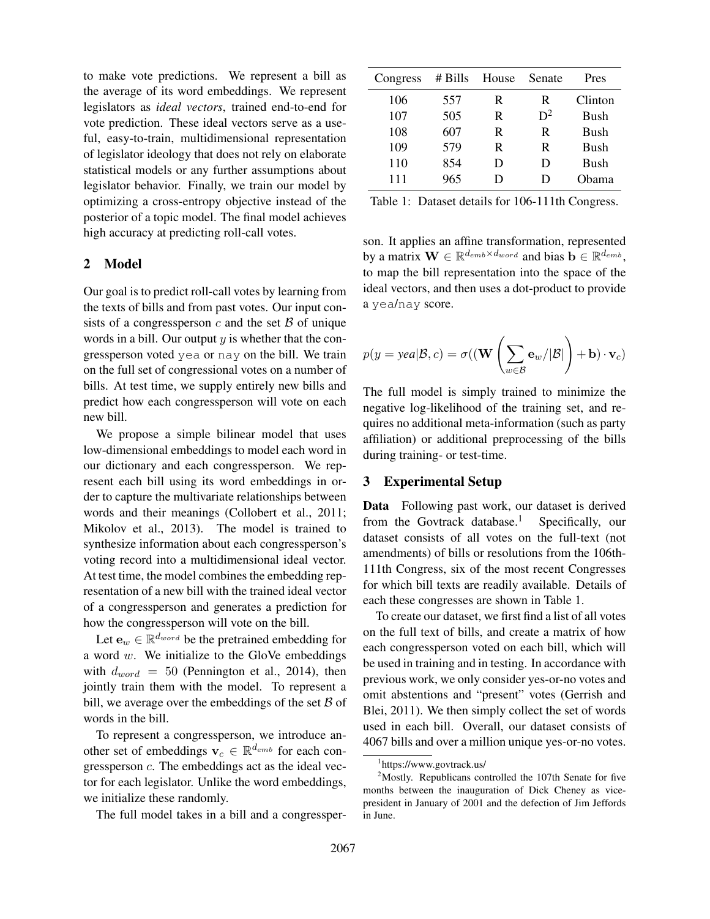to make vote predictions. We represent a bill as the average of its word embeddings. We represent legislators as *ideal vectors*, trained end-to-end for vote prediction. These ideal vectors serve as a useful, easy-to-train, multidimensional representation of legislator ideology that does not rely on elaborate statistical models or any further assumptions about legislator behavior. Finally, we train our model by optimizing a cross-entropy objective instead of the posterior of a topic model. The final model achieves high accuracy at predicting roll-call votes.

## 2 Model

Our goal is to predict roll-call votes by learning from the texts of bills and from past votes. Our input consists of a congressperson $c$ and the set $\mathcal{B}$ of unique words in a bill. Our output $y$ is whether that the congressperson voted `yea` or `nay` on the bill. We train on the full set of congressional votes on a number of bills. At test time, we supply entirely new bills and predict how each congressperson will vote on each new bill.

We propose a simple bilinear model that uses low-dimensional embeddings to model each word in our dictionary and each congressperson. We represent each bill using its word embeddings in order to capture the multivariate relationships between words and their meanings (Collobert et al., 2011; Mikolov et al., 2013). The model is trained to synthesize information about each congressperson's voting record into a multidimensional ideal vector. At test time, the model combines the embedding representation of a new bill with the trained ideal vector of a congressperson and generates a prediction for how the congressperson will vote on the bill.

Let $\mathbf{e}_w \in \mathbb{R}^{d_{word}}$ be the pretrained embedding for a word $w$. We initialize to the GloVe embeddings with $d_{word} = 50$ (Pennington et al., 2014), then jointly train them with the model. To represent a bill, we average over the embeddings of the set $\mathcal{B}$ of words in the bill.

To represent a congressperson, we introduce another set of embeddings $\mathbf{v}_c \in \mathbb{R}^{d_{emb}}$ for each congressperson $c$. The embeddings act as the ideal vector for each legislator. Unlike the word embeddings, we initialize these randomly.

The full model takes in a bill and a congressperson. It applies an affine transformation, represented by a matrix $\mathbf{W} \in \mathbb{R}^{d_{emb} \times d_{word}}$ and bias $\mathbf{b} \in \mathbb{R}^{d_{emb}}$, to map the bill representation into the space of the ideal vectors, and then uses a dot-product to provide a `yea`/`nay` score.

$$p(y = yea|\mathcal{B}, c) = \sigma((\mathbf{W}\left(\sum_{w \in \mathcal{B}} \mathbf{e}_w / |\mathcal{B}|\right) + \mathbf{b}) \cdot \mathbf{v}_c)$$

The full model is simply trained to minimize the negative log-likelihood of the training set, and requires no additional meta-information (such as party affiliation) or additional preprocessing of the bills during training- or test-time.

| Congress | # Bills | House | Senate | Pres |
|---|---|---|---|---|
| 106 | 557 | R | R | Clinton |
| 107 | 505 | R | D[2] | Bush |
| 108 | 607 | R | R | Bush |
| 109 | 579 | R | R | Bush |
| 110 | 854 | D | D | Bush |
| 111 | 965 | D | D | Obama |

Table 1: Dataset details for 106-111th Congress.

## 3 Experimental Setup

**Data** Following past work, our dataset is derived from the Govtrack database.[1] Specifically, our dataset consists of all votes on the full-text (not amendments) of bills or resolutions from the 106th-111th Congress, six of the most recent Congresses for which bill texts are readily available. Details of each these congresses are shown in Table 1.

To create our dataset, we first find a list of all votes on the full text of bills, and create a matrix of how each congressperson voted on each bill, which will be used in training and in testing. In accordance with previous work, we only consider yes-or-no votes and omit abstentions and "present" votes (Gerrish and Blei, 2011). We then simply collect the set of words used in each bill. Overall, our dataset consists of 4067 bills and over a million unique yes-or-no votes.

[1] https://www.govtrack.us/

[2] Mostly. Republicans controlled the 107th Senate for five months between the inauguration of Dick Cheney as vice-president in January of 2001 and the defection of Jim Jeffords in June.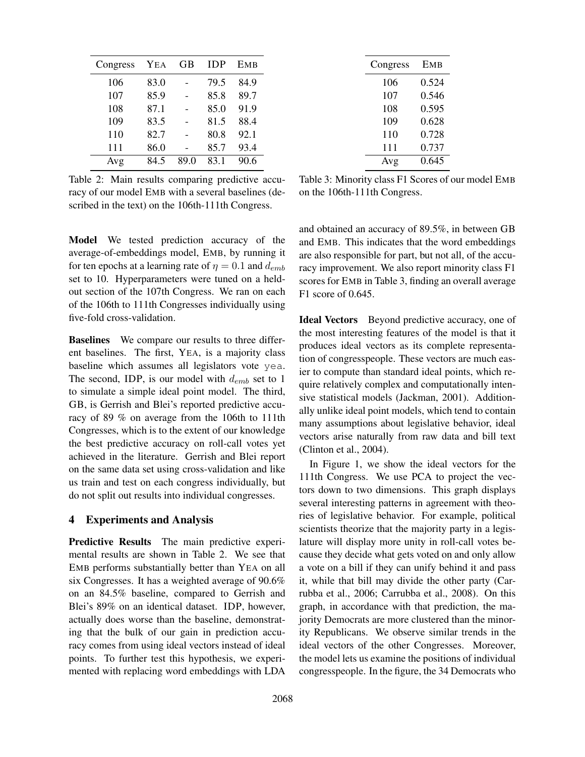| Congress | YEA | GB | IDP | EMB |
|---|---|---|---|---|
| 106 | 83.0 | - | 79.5 | 84.9 |
| 107 | 85.9 | - | 85.8 | 89.7 |
| 108 | 87.1 | - | 85.0 | 91.9 |
| 109 | 83.5 | - | 81.5 | 88.4 |
| 110 | 82.7 | - | 80.8 | 92.1 |
| 111 | 86.0 | - | 85.7 | 93.4 |
| Avg | 84.5 | 89.0 | 83.1 | 90.6 |

Table 2: Main results comparing predictive accuracy of our model EMB with a several baselines (described in the text) on the 106th-111th Congress.

| Congress | EMB |
|---|---|
| 106 | 0.524 |
| 107 | 0.546 |
| 108 | 0.595 |
| 109 | 0.628 |
| 110 | 0.728 |
| 111 | 0.737 |
| Avg | 0.645 |

Table 3: Minority class F1 Scores of our model EMB on the 106th-111th Congress.

**Model** We tested prediction accuracy of the average-of-embeddings model, EMB, by running it for ten epochs at a learning rate of $\eta = 0.1$ and $d_{emb}$ set to 10. Hyperparameters were tuned on a held-out section of the 107th Congress. We ran on each of the 106th to 111th Congresses individually using five-fold cross-validation.

**Baselines** We compare our results to three different baselines. The first, YEA, is a majority class baseline which assumes all legislators vote `yea`. The second, IDP, is our model with $d_{emb}$ set to 1 to simulate a simple ideal point model. The third, GB, is Gerrish and Blei's reported predictive accuracy of 89 % on average from the 106th to 111th Congresses, which is to the extent of our knowledge the best predictive accuracy on roll-call votes yet achieved in the literature. Gerrish and Blei report on the same data set using cross-validation and like us train and test on each congress individually, but do not split out results into individual congresses.

## 4 Experiments and Analysis

**Predictive Results** The main predictive experimental results are shown in Table 2. We see that EMB performs substantially better than YEA on all six Congresses. It has a weighted average of 90.6% on an 84.5% baseline, compared to Gerrish and Blei's 89% on an identical dataset. IDP, however, actually does worse than the baseline, demonstrating that the bulk of our gain in prediction accuracy comes from using ideal vectors instead of ideal points. To further test this hypothesis, we experimented with replacing word embeddings with LDA and obtained an accuracy of 89.5%, in between GB and EMB. This indicates that the word embeddings are also responsible for part, but not all, of the accuracy improvement. We also report minority class F1 scores for EMB in Table 3, finding an overall average F1 score of 0.645.

**Ideal Vectors** Beyond predictive accuracy, one of the most interesting features of the model is that it produces ideal vectors as its complete representation of congresspeople. These vectors are much easier to compute than standard ideal points, which require relatively complex and computationally intensive statistical models (Jackman, 2001). Additionally unlike ideal point models, which tend to contain many assumptions about legislative behavior, ideal vectors arise naturally from raw data and bill text (Clinton et al., 2004).

In Figure 1, we show the ideal vectors for the 111th Congress. We use PCA to project the vectors down to two dimensions. This graph displays several interesting patterns in agreement with theories of legislative behavior. For example, political scientists theorize that the majority party in a legislature will display more unity in roll-call votes because they decide what gets voted on and only allow a vote on a bill if they can unify behind it and pass it, while that bill may divide the other party (Carrubba et al., 2006; Carrubba et al., 2008). On this graph, in accordance with that prediction, the majority Democrats are more clustered than the minority Republicans. We observe similar trends in the ideal vectors of the other Congresses. Moreover, the model lets us examine the positions of individual congresspeople. In the figure, the 34 Democrats who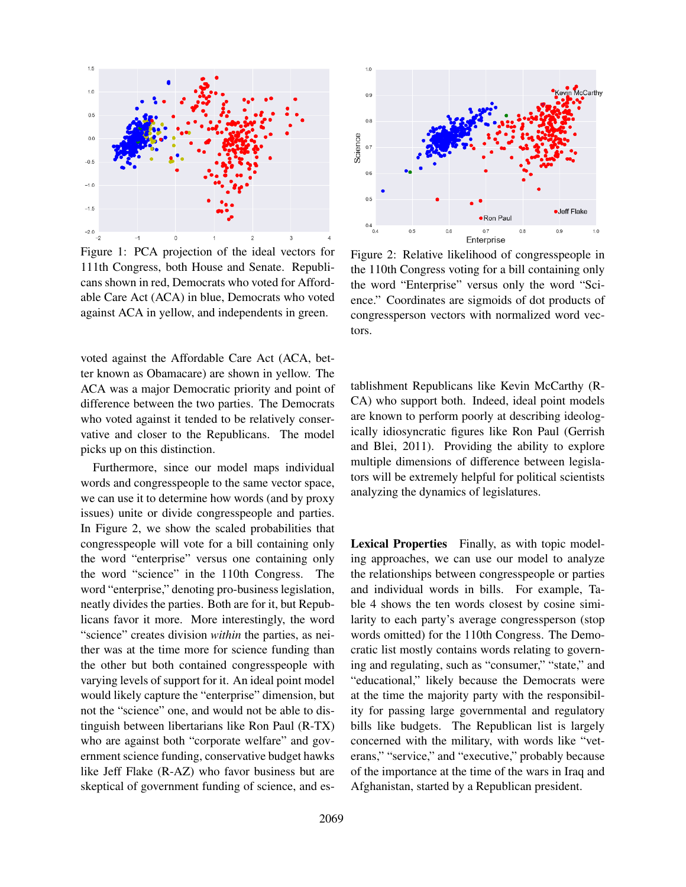Figure 1: PCA projection of the ideal vectors for 111th Congress, both House and Senate. Republicans shown in red, Democrats who voted for Affordable Care Act (ACA) in blue, Democrats who voted against ACA in yellow, and independents in green.

Figure 2: Relative likelihood of congresspeople in the 110th Congress voting for a bill containing only the word "Enterprise" versus only the word "Science." Coordinates are sigmoids of dot products of congressperson vectors with normalized word vectors.

voted against the Affordable Care Act (ACA, better known as Obamacare) are shown in yellow. The ACA was a major Democratic priority and point of difference between the two parties. The Democrats who voted against it tended to be relatively conservative and closer to the Republicans. The model picks up on this distinction.

Furthermore, since our model maps individual words and congresspeople to the same vector space, we can use it to determine how words (and by proxy issues) unite or divide congresspeople and parties. In Figure 2, we show the scaled probabilities that congresspeople will vote for a bill containing only the word "enterprise" versus one containing only the word "science" in the 110th Congress. The word "enterprise," denoting pro-business legislation, neatly divides the parties. Both are for it, but Republicans favor it more. More interestingly, the word "science" creates division *within* the parties, as neither was at the time more for science funding than the other but both contained congresspeople with varying levels of support for it. An ideal point model would likely capture the "enterprise" dimension, but not the "science" one, and would not be able to distinguish between libertarians like Ron Paul (R-TX) who are against both "corporate welfare" and government science funding, conservative budget hawks like Jeff Flake (R-AZ) who favor business but are skeptical of government funding of science, and establishment Republicans like Kevin McCarthy (R-CA) who support both. Indeed, ideal point models are known to perform poorly at describing ideologically idiosyncratic figures like Ron Paul (Gerrish and Blei, 2011). Providing the ability to explore multiple dimensions of difference between legislators will be extremely helpful for political scientists analyzing the dynamics of legislatures.

**Lexical Properties** Finally, as with topic modeling approaches, we can use our model to analyze the relationships between congresspeople or parties and individual words in bills. For example, Table 4 shows the ten words closest by cosine similarity to each party's average congressperson (stop words omitted) for the 110th Congress. The Democratic list mostly contains words relating to governing and regulating, such as "consumer," "state," and "educational," likely because the Democrats were at the time the majority party with the responsibility for passing large governmental and regulatory bills like budgets. The Republican list is largely concerned with the military, with words like "veterans," "service," and "executive," probably because of the importance at the time of the wars in Iraq and Afghanistan, started by a Republican president.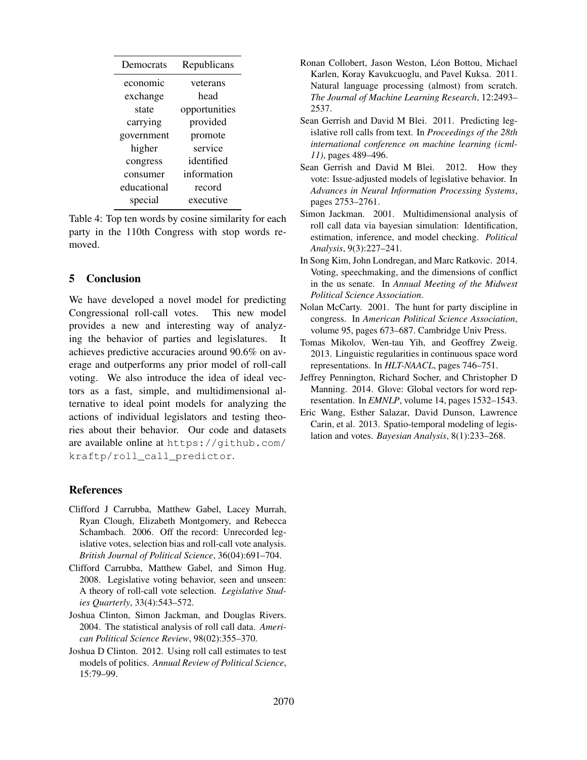| Democrats | Republicans |
|---|---|
| economic | veterans |
| exchange | head |
| state | opportunities |
| carrying | provided |
| government | promote |
| higher | service |
| congress | identified |
| consumer | information |
| educational | record |
| special | executive |

Table 4: Top ten words by cosine similarity for each party in the 110th Congress with stop words removed.

## 5 Conclusion

We have developed a novel model for predicting Congressional roll-call votes. This new model provides a new and interesting way of analyzing the behavior of parties and legislatures. It achieves predictive accuracies around 90.6% on average and outperforms any prior model of roll-call voting. We also introduce the idea of ideal vectors as a fast, simple, and multidimensional alternative to ideal point models for analyzing the actions of individual legislators and testing theories about their behavior. Our code and datasets are available online at `https://github.com/kraftp/roll_call_predictor`.

## References

Clifford J Carrubba, Matthew Gabel, Lacey Murrah, Ryan Clough, Elizabeth Montgomery, and Rebecca Schambach. 2006. Off the record: Unrecorded legislative votes, selection bias and roll-call vote analysis. *British Journal of Political Science*, 36(04):691–704.

Clifford Carrubba, Matthew Gabel, and Simon Hug. 2008. Legislative voting behavior, seen and unseen: A theory of roll-call vote selection. *Legislative Studies Quarterly*, 33(4):543–572.

Joshua Clinton, Simon Jackman, and Douglas Rivers. 2004. The statistical analysis of roll call data. *American Political Science Review*, 98(02):355–370.

Joshua D Clinton. 2012. Using roll call estimates to test models of politics. *Annual Review of Political Science*, 15:79–99.

Ronan Collobert, Jason Weston, Léon Bottou, Michael Karlen, Koray Kavukcuoglu, and Pavel Kuksa. 2011. Natural language processing (almost) from scratch. *The Journal of Machine Learning Research*, 12:2493–2537.

Sean Gerrish and David M Blei. 2011. Predicting legislative roll calls from text. In *Proceedings of the 28th international conference on machine learning (icml-11)*, pages 489–496.

Sean Gerrish and David M Blei. 2012. How they vote: Issue-adjusted models of legislative behavior. In *Advances in Neural Information Processing Systems*, pages 2753–2761.

Simon Jackman. 2001. Multidimensional analysis of roll call data via bayesian simulation: Identification, estimation, inference, and model checking. *Political Analysis*, 9(3):227–241.

In Song Kim, John Londregan, and Marc Ratkovic. 2014. Voting, speechmaking, and the dimensions of conflict in the us senate. In *Annual Meeting of the Midwest Political Science Association*.

Nolan McCarty. 2001. The hunt for party discipline in congress. In *American Political Science Association*, volume 95, pages 673–687. Cambridge Univ Press.

Tomas Mikolov, Wen-tau Yih, and Geoffrey Zweig. 2013. Linguistic regularities in continuous space word representations. In *HLT-NAACL*, pages 746–751.

Jeffrey Pennington, Richard Socher, and Christopher D Manning. 2014. Glove: Global vectors for word representation. In *EMNLP*, volume 14, pages 1532–1543.

Eric Wang, Esther Salazar, David Dunson, Lawrence Carin, et al. 2013. Spatio-temporal modeling of legislation and votes. *Bayesian Analysis*, 8(1):233–268.